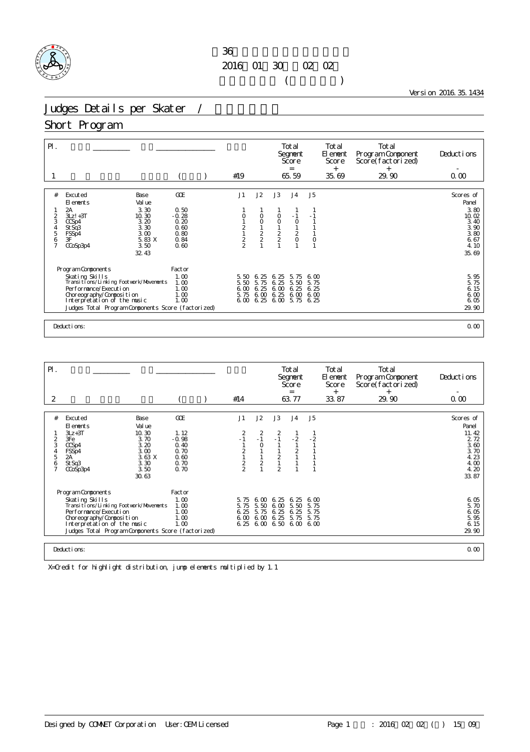36

2016 01 30 02 02

( )

Version 2016.35.1434

# Judges Details per Skater /

## Short Program

| Pl. | | | | Total Segment Score = | Total Element Score + | Total Program Component Score(factorized) + | Deductions - |
|---|---|---|---|---|---|---|---|
| 1 | | ( ) | #19 | 65.59 | 35.69 | 29.90 | 0.00 |

| # | Excuted Elements | Base Value | GOE | J1 | J2 | J3 | J4 | J5 | Scores of Panel |
|---|---|---|---|---|---|---|---|---|---|
| 1 | 2A | 3.30 | 0.50 | 1 | 1 | 1 | 1 | 1 | 3.80 |
| 2 | 3Lz!+3T | 10.30 | -0.28 | 0 | 0 | 0 | -1 | -1 | 10.02 |
| 3 | CCSp4 | 3.20 | 0.20 | 1 | 0 | 0 | 0 | 1 | 3.40 |
| 4 | StSq3 | 3.30 | 0.60 | 2 | 1 | 1 | 1 | 1 | 3.90 |
| 5 | FSSp4 | 3.00 | 0.80 | 1 | 2 | 2 | 2 | 1 | 3.80 |
| 6 | 3F | 5.83 X | 0.84 | 2 | 2 | 2 | 0 | 0 | 6.67 |
| 7 | CCoSp3p4 | 3.50 | 0.60 | 2 | 1 | 1 | 1 | 1 | 4.10 |
| | | 32.43 | | | | | | | 35.69 |

| Program Components | Factor | J1 | J2 | J3 | J4 | J5 | |
|---|---|---|---|---|---|---|---|
| Skating Skills | 1.00 | 5.50 | 6.25 | 6.25 | 5.75 | 6.00 | 5.95 |
| Transitions/Linking Footwork/Movements | 1.00 | 5.50 | 5.75 | 6.25 | 5.50 | 5.75 | 5.75 |
| Performance/Execution | 1.00 | 6.00 | 6.25 | 6.00 | 6.25 | 6.25 | 6.15 |
| Choreography/Composition | 1.00 | 5.75 | 6.00 | 6.25 | 6.00 | 6.00 | 6.00 |
| Interpretation of the music | 1.00 | 6.00 | 6.25 | 6.00 | 5.75 | 6.25 | 6.05 |
| Judges Total Program Components Score (factorized) | | | | | | | 29.90 |

Deductions: 0.00

| Pl. | | | | Total Segment Score = | Total Element Score + | Total Program Component Score(factorized) + | Deductions - |
|---|---|---|---|---|---|---|---|
| 2 | | ( ) | #14 | 63.77 | 33.87 | 29.90 | 0.00 |

| # | Excuted Elements | Base Value | GOE | J1 | J2 | J3 | J4 | J5 | Scores of Panel |
|---|---|---|---|---|---|---|---|---|---|
| 1 | 3Lz+3T | 10.30 | 1.12 | 2 | 2 | 2 | 1 | 1 | 11.42 |
| 2 | 3Fe | 3.70 | -0.98 | -1 | -1 | -1 | -2 | -2 | 2.72 |
| 3 | CCSp4 | 3.20 | 0.40 | 1 | 0 | 1 | 1 | 1 | 3.60 |
| 4 | FSSp4 | 3.00 | 0.70 | 2 | 1 | 1 | 2 | 1 | 3.70 |
| 5 | 2A | 3.63 X | 0.60 | 1 | 1 | 2 | 1 | 1 | 4.23 |
| 6 | StSq3 | 3.30 | 0.70 | 2 | 2 | 1 | 1 | 1 | 4.00 |
| 7 | CCoSp3p4 | 3.50 | 0.70 | 2 | 1 | 2 | 1 | 1 | 4.20 |
| | | 30.63 | | | | | | | 33.87 |

| Program Components | Factor | J1 | J2 | J3 | J4 | J5 | |
|---|---|---|---|---|---|---|---|
| Skating Skills | 1.00 | 5.75 | 6.00 | 6.25 | 6.25 | 6.00 | 6.05 |
| Transitions/Linking Footwork/Movements | 1.00 | 5.75 | 5.50 | 6.00 | 5.50 | 5.75 | 5.70 |
| Performance/Execution | 1.00 | 6.25 | 5.75 | 6.25 | 6.25 | 5.75 | 6.05 |
| Choreography/Composition | 1.00 | 6.00 | 6.00 | 6.25 | 5.75 | 5.75 | 5.95 |
| Interpretation of the music | 1.00 | 6.25 | 6.00 | 6.50 | 6.00 | 6.00 | 6.15 |
| Judges Total Program Components Score (factorized) | | | | | | | 29.90 |

Deductions: 0.00

X=Credit for highlight distribution, jump elements multiplied by 1.1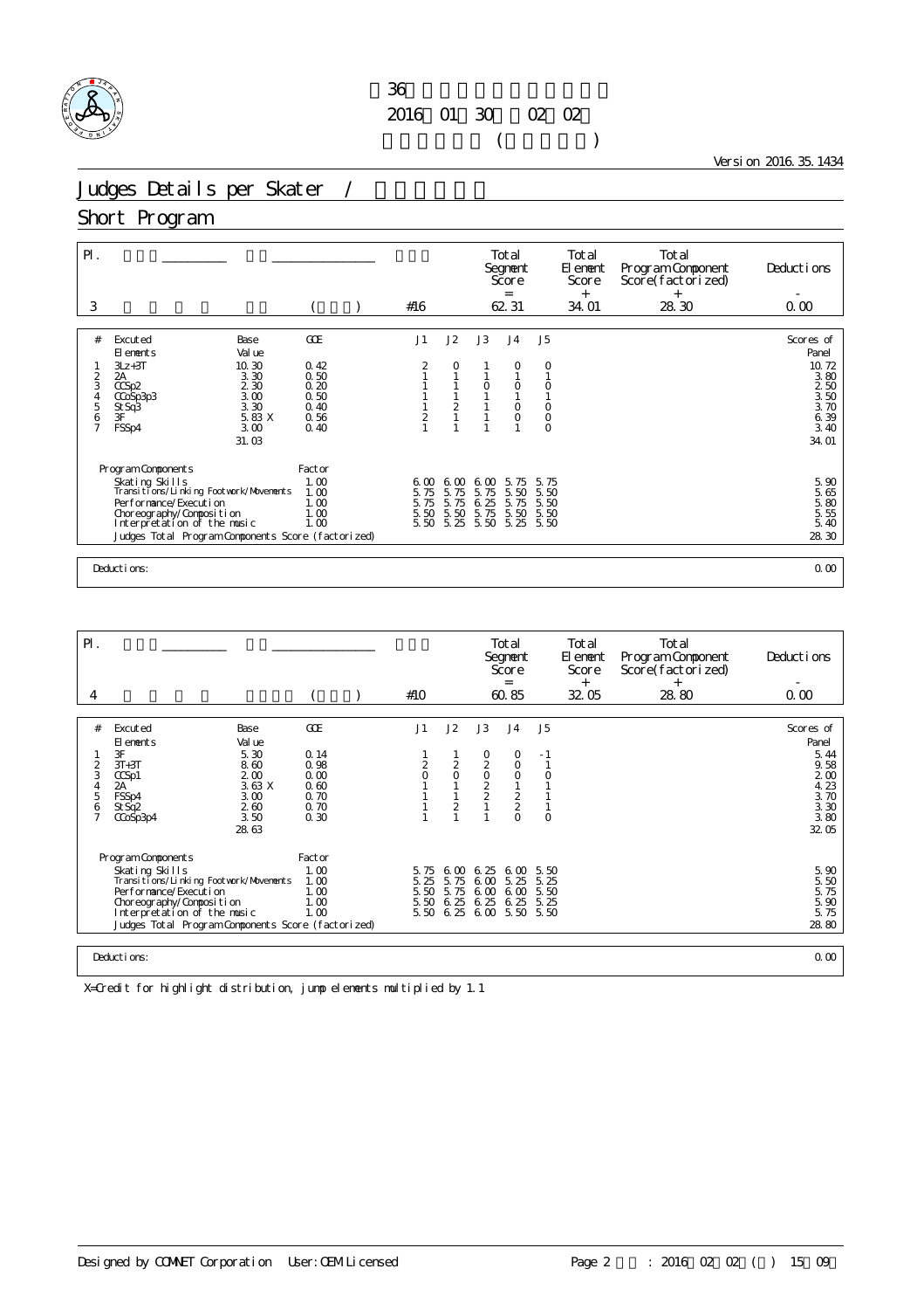第36回 ... 
2016年01月30日～02月02日
(　　　)

Version 2016.35.1434

# Judges Details per Skater / 

## Short Program

| Pl. | | | | Total Segment Score = | Total Element Score + | Total Program Component Score (factorized) + | Deductions - |
|---|---|---|---|---|---|---|---|
| 3 | | ( ) | #16 | 62.31 | 34.01 | 28.30 | 0.00 |

| # | Excuted Elements | Base Value | GOE | J1 | J2 | J3 | J4 | J5 | Scores of Panel |
|---|---|---|---|---|---|---|---|---|---|
| 1 | 3Lz+3T | 10.30 | 0.42 | 2 | 0 | 1 | 0 | 0 | 10.72 |
| 2 | 2A | 3.30 | 0.50 | 1 | 1 | 1 | 1 | 1 | 3.80 |
| 3 | CCSp2 | 2.30 | 0.20 | 1 | 1 | 0 | 0 | 0 | 2.50 |
| 4 | CCoSp3p3 | 3.00 | 0.50 | 1 | 1 | 1 | 1 | 1 | 3.50 |
| 5 | StSq3 | 3.30 | 0.40 | 1 | 2 | 1 | 0 | 0 | 3.70 |
| 6 | 3F | 5.83 X | 0.56 | 2 | 1 | 1 | 0 | 0 | 6.39 |
| 7 | FSSp4 | 3.00 | 0.40 | 1 | 1 | 1 | 1 | 0 | 3.40 |
| | | 31.03 | | | | | | | 34.01 |

| Program Components | Factor | J1 | J2 | J3 | J4 | J5 | |
|---|---|---|---|---|---|---|---|
| Skating Skills | 1.00 | 6.00 | 6.00 | 6.00 | 5.75 | 5.75 | 5.90 |
| Transitions/Linking Footwork/Movements | 1.00 | 5.75 | 5.75 | 5.75 | 5.50 | 5.50 | 5.65 |
| Performance/Execution | 1.00 | 5.75 | 5.75 | 6.25 | 5.75 | 5.50 | 5.80 |
| Choreography/Composition | 1.00 | 5.50 | 5.50 | 5.75 | 5.50 | 5.50 | 5.55 |
| Interpretation of the music | 1.00 | 5.50 | 5.25 | 5.50 | 5.25 | 5.50 | 5.40 |
| Judges Total Program Components Score (factorized) | | | | | | | 28.30 |

Deductions: 0.00

| Pl. | | | | Total Segment Score = | Total Element Score + | Total Program Component Score (factorized) + | Deductions - |
|---|---|---|---|---|---|---|---|
| 4 | | ( ) | #10 | 60.85 | 32.05 | 28.80 | 0.00 |

| # | Excuted Elements | Base Value | GOE | J1 | J2 | J3 | J4 | J5 | Scores of Panel |
|---|---|---|---|---|---|---|---|---|---|
| 1 | 3F | 5.30 | 0.14 | 1 | 1 | 0 | 0 | -1 | 5.44 |
| 2 | 3T+3T | 8.60 | 0.98 | 2 | 2 | 2 | 0 | 1 | 9.58 |
| 3 | CCSp1 | 2.00 | 0.00 | 0 | 0 | 0 | 0 | 0 | 2.00 |
| 4 | 2A | 3.63 X | 0.60 | 1 | 1 | 2 | 1 | 1 | 4.23 |
| 5 | FSSp4 | 3.00 | 0.70 | 1 | 1 | 2 | 2 | 1 | 3.70 |
| 6 | StSq2 | 2.60 | 0.70 | 1 | 2 | 1 | 2 | 1 | 3.30 |
| 7 | CCoSp3p4 | 3.50 | 0.30 | 1 | 1 | 1 | 0 | 0 | 3.80 |
| | | 28.63 | | | | | | | 32.05 |

| Program Components | Factor | J1 | J2 | J3 | J4 | J5 | |
|---|---|---|---|---|---|---|---|
| Skating Skills | 1.00 | 5.75 | 6.00 | 6.25 | 6.00 | 5.50 | 5.90 |
| Transitions/Linking Footwork/Movements | 1.00 | 5.25 | 5.75 | 6.00 | 5.25 | 5.25 | 5.50 |
| Performance/Execution | 1.00 | 5.50 | 5.75 | 6.00 | 6.00 | 5.50 | 5.75 |
| Choreography/Composition | 1.00 | 5.50 | 6.25 | 6.25 | 6.25 | 5.25 | 5.90 |
| Interpretation of the music | 1.00 | 5.50 | 6.25 | 6.00 | 5.50 | 5.50 | 5.75 |
| Judges Total Program Components Score (factorized) | | | | | | | 28.80 |

Deductions: 0.00

X=Credit for highlight distribution, jump elements multiplied by 1.1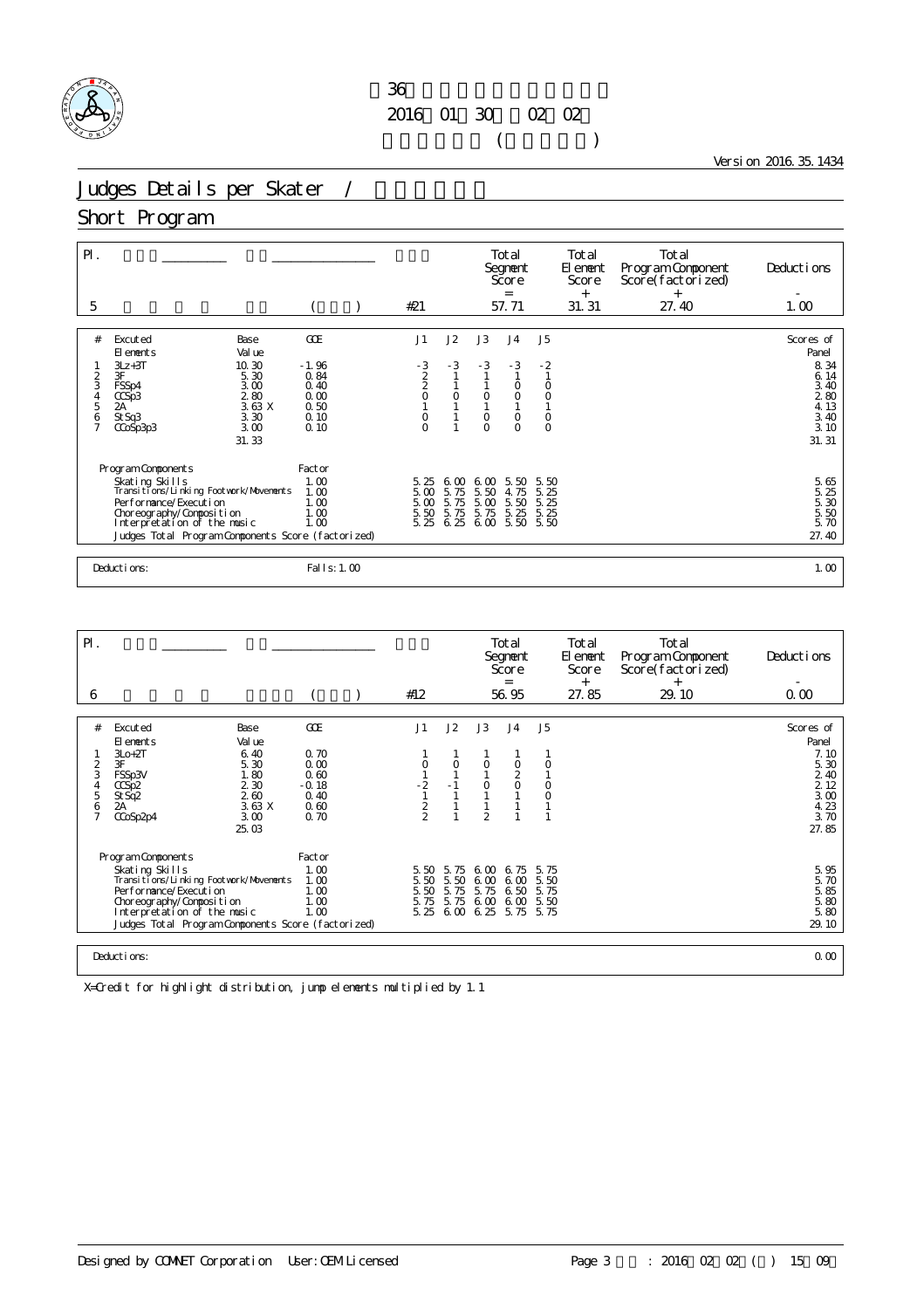36

2016 01 30 02 02

( )

Version 2016.35.1434

# Judges Details per Skater /

## Short Program

| Pl. | | | | Total Segment Score = | Total Element Score + | Total Program Component Score(factorized) + | Deductions - |
|---|---|---|---|---|---|---|---|
| 5 | | ( ) | #21 | 57.71 | 31.31 | 27.40 | 1.00 |

| # | Excuted Elements | Base Value | GOE | J1 | J2 | J3 | J4 | J5 | Scores of Panel |
|---|---|---|---|---|---|---|---|---|---|
| 1 | 3Lz+3T | 10.30 | -1.96 | -3 | -3 | -3 | -3 | -2 | 8.34 |
| 2 | 3F | 5.30 | 0.84 | 2 | 1 | 1 | 1 | 1 | 6.14 |
| 3 | FSSp4 | 3.00 | 0.40 | 2 | 1 | 1 | 0 | 0 | 3.40 |
| 4 | CCSp3 | 2.80 | 0.00 | 0 | 0 | 0 | 0 | 0 | 2.80 |
| 5 | 2A | 3.63 X | 0.50 | 1 | 1 | 1 | 1 | 1 | 4.13 |
| 6 | StSq3 | 3.30 | 0.10 | 0 | 1 | 0 | 0 | 0 | 3.40 |
| 7 | CCoSp3p3 | 3.00 | 0.10 | 0 | 1 | 0 | 0 | 0 | 3.10 |
| | | 31.33 | | | | | | | 31.31 |

| Program Components | Factor | J1 | J2 | J3 | J4 | J5 | |
|---|---|---|---|---|---|---|---|
| Skating Skills | 1.00 | 5.25 | 6.00 | 6.00 | 5.50 | 5.50 | 5.65 |
| Transitions/Linking Footwork/Movements | 1.00 | 5.00 | 5.75 | 5.50 | 4.75 | 5.25 | 5.25 |
| Performance/Execution | 1.00 | 5.00 | 5.75 | 5.00 | 5.50 | 5.25 | 5.30 |
| Choreography/Composition | 1.00 | 5.50 | 5.75 | 5.75 | 5.25 | 5.25 | 5.50 |
| Interpretation of the music | 1.00 | 5.25 | 6.25 | 6.00 | 5.50 | 5.50 | 5.70 |
| Judges Total Program Components Score (factorized) | | | | | | | 27.40 |

Deductions: Falls: 1.00 — 1.00

| Pl. | | | | Total Segment Score = | Total Element Score + | Total Program Component Score(factorized) + | Deductions - |
|---|---|---|---|---|---|---|---|
| 6 | | ( ) | #12 | 56.95 | 27.85 | 29.10 | 0.00 |

| # | Excuted Elements | Base Value | GOE | J1 | J2 | J3 | J4 | J5 | Scores of Panel |
|---|---|---|---|---|---|---|---|---|---|
| 1 | 3Lo+2T | 6.40 | 0.70 | 1 | 1 | 1 | 1 | 1 | 7.10 |
| 2 | 3F | 5.30 | 0.00 | 0 | 0 | 0 | 0 | 0 | 5.30 |
| 3 | FSSp3V | 1.80 | 0.60 | 1 | 1 | 1 | 2 | 1 | 2.40 |
| 4 | CCSp2 | 2.30 | -0.18 | -2 | -1 | 0 | 0 | 0 | 2.12 |
| 5 | StSq2 | 2.60 | 0.40 | 1 | 1 | 1 | 1 | 0 | 3.00 |
| 6 | 2A | 3.63 X | 0.60 | 2 | 1 | 1 | 1 | 1 | 4.23 |
| 7 | CCoSp2p4 | 3.00 | 0.70 | 2 | 1 | 2 | 1 | 1 | 3.70 |
| | | 25.03 | | | | | | | 27.85 |

| Program Components | Factor | J1 | J2 | J3 | J4 | J5 | |
|---|---|---|---|---|---|---|---|
| Skating Skills | 1.00 | 5.50 | 5.75 | 6.00 | 6.75 | 5.75 | 5.95 |
| Transitions/Linking Footwork/Movements | 1.00 | 5.50 | 5.50 | 6.00 | 6.00 | 5.50 | 5.70 |
| Performance/Execution | 1.00 | 5.50 | 5.75 | 5.75 | 6.50 | 5.75 | 5.85 |
| Choreography/Composition | 1.00 | 5.75 | 5.75 | 6.00 | 6.00 | 5.50 | 5.80 |
| Interpretation of the music | 1.00 | 5.25 | 6.00 | 6.25 | 5.75 | 5.75 | 5.80 |
| Judges Total Program Components Score (factorized) | | | | | | | 29.10 |

Deductions: — 0.00

X=Credit for highlight distribution, jump elements multiplied by 1.1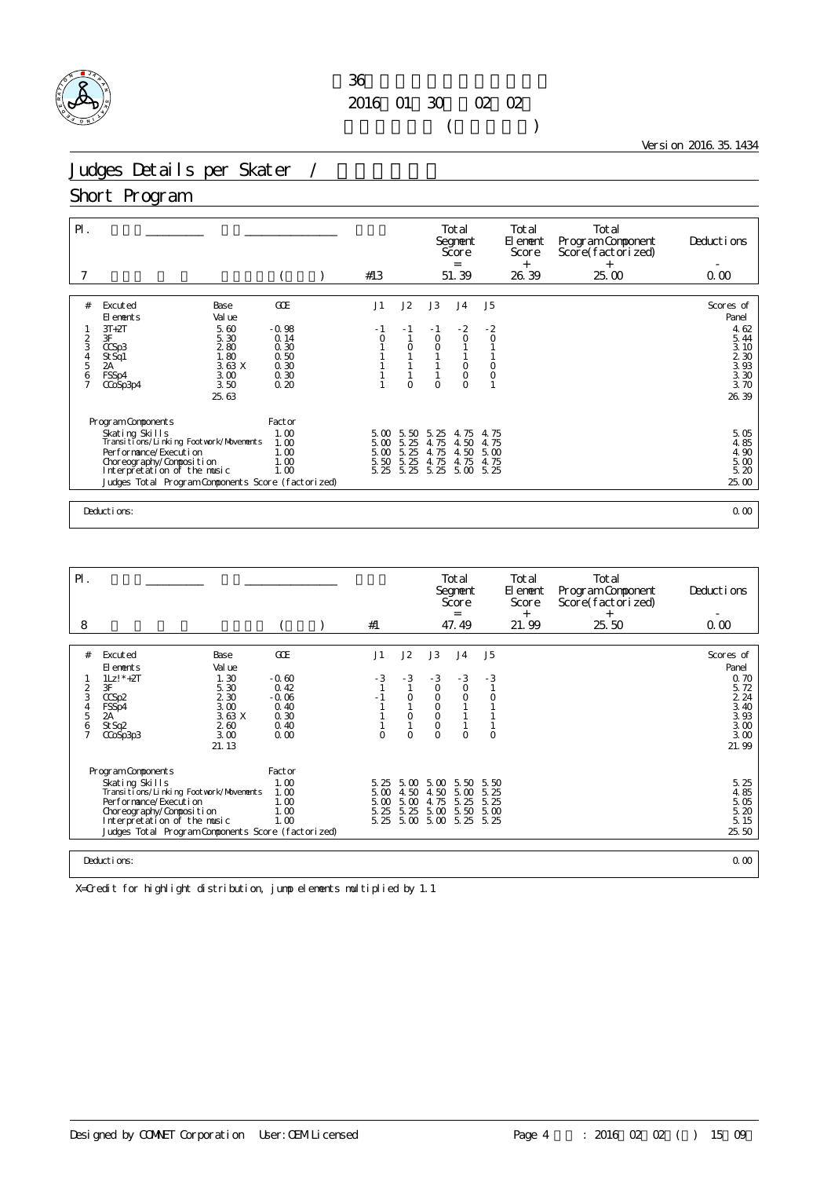第36回全国中学校スケート大会

2016年01月30日～02月02日

フィギュア競技 (女子シングル)

Version 2016.35.1434

# Judges Details per Skater / ジャッジ詳細

## Short Program

| Pl. | | | | Starting Number | Total Segment Score = | Total Element Score + | Total Program Component Score (factorized) + | Deductions - |
|---|---|---|---|---|---|---|---|---|
| 7 | | | ( ) | #13 | 51.39 | 26.39 | 25.00 | 0.00 |

| # | Excuted Elements | Base Value | GOE | J1 | J2 | J3 | J4 | J5 | Scores of Panel |
|---|---|---|---|---|---|---|---|---|---|
| 1 | 3T+2T | 5.60 | -0.98 | -1 | -1 | -1 | -2 | -2 | 4.62 |
| 2 | 3F | 5.30 | 0.14 | 0 | 1 | 0 | 0 | 0 | 5.44 |
| 3 | CCSp3 | 2.80 | 0.30 | 1 | 0 | 0 | 1 | 1 | 3.10 |
| 4 | StSq1 | 1.80 | 0.50 | 1 | 1 | 1 | 1 | 1 | 2.30 |
| 5 | 2A | 3.63 X | 0.30 | 1 | 1 | 1 | 0 | 0 | 3.93 |
| 6 | FSSp4 | 3.00 | 0.30 | 1 | 1 | 1 | 0 | 0 | 3.30 |
| 7 | CCoSp3p4 | 3.50 | 0.20 | 1 | 0 | 0 | 0 | 1 | 3.70 |
| | | 25.63 | | | | | | | 26.39 |

| Program Components | Factor | J1 | J2 | J3 | J4 | J5 | |
|---|---|---|---|---|---|---|---|
| Skating Skills | 1.00 | 5.00 | 5.50 | 5.25 | 4.75 | 4.75 | 5.05 |
| Transitions/Linking Footwork/Movements | 1.00 | 5.00 | 5.25 | 4.75 | 4.50 | 4.75 | 4.85 |
| Performance/Execution | 1.00 | 5.00 | 5.25 | 4.75 | 4.50 | 5.00 | 4.90 |
| Choreography/Composition | 1.00 | 5.50 | 5.25 | 4.75 | 4.75 | 4.75 | 5.00 |
| Interpretation of the music | 1.00 | 5.25 | 5.25 | 5.25 | 5.00 | 5.25 | 5.20 |
| Judges Total Program Components Score (factorized) | | | | | | | 25.00 |

Deductions: 0.00

| Pl. | | | | Starting Number | Total Segment Score = | Total Element Score + | Total Program Component Score (factorized) + | Deductions - |
|---|---|---|---|---|---|---|---|---|
| 8 | | | ( ) | #1 | 47.49 | 21.99 | 25.50 | 0.00 |

| # | Excuted Elements | Base Value | GOE | J1 | J2 | J3 | J4 | J5 | Scores of Panel |
|---|---|---|---|---|---|---|---|---|---|
| 1 | 1Lz!*+2T | 1.30 | -0.60 | -3 | -3 | -3 | -3 | -3 | 0.70 |
| 2 | 3F | 5.30 | 0.42 | 1 | 1 | 0 | 0 | 1 | 5.72 |
| 3 | CCSp2 | 2.30 | -0.06 | -1 | 0 | 0 | 0 | 0 | 2.24 |
| 4 | FSSp4 | 3.00 | 0.40 | 1 | 1 | 0 | 1 | 1 | 3.40 |
| 5 | 2A | 3.63 X | 0.30 | 1 | 0 | 0 | 1 | 1 | 3.93 |
| 6 | StSq2 | 2.60 | 0.40 | 1 | 1 | 0 | 1 | 1 | 3.00 |
| 7 | CCoSp3p3 | 3.00 | 0.00 | 0 | 0 | 0 | 0 | 0 | 3.00 |
| | | 21.13 | | | | | | | 21.99 |

| Program Components | Factor | J1 | J2 | J3 | J4 | J5 | |
|---|---|---|---|---|---|---|---|
| Skating Skills | 1.00 | 5.25 | 5.00 | 5.00 | 5.50 | 5.50 | 5.25 |
| Transitions/Linking Footwork/Movements | 1.00 | 5.00 | 4.50 | 4.50 | 5.00 | 5.25 | 4.85 |
| Performance/Execution | 1.00 | 5.00 | 5.00 | 4.75 | 5.25 | 5.25 | 5.05 |
| Choreography/Composition | 1.00 | 5.25 | 5.25 | 5.00 | 5.50 | 5.00 | 5.20 |
| Interpretation of the music | 1.00 | 5.25 | 5.00 | 5.00 | 5.25 | 5.25 | 5.15 |
| Judges Total Program Components Score (factorized) | | | | | | | 25.50 |

Deductions: 0.00

X=Credit for highlight distribution, jump elements multiplied by 1.1

Designed by COMNET Corporation User:OEM Licensed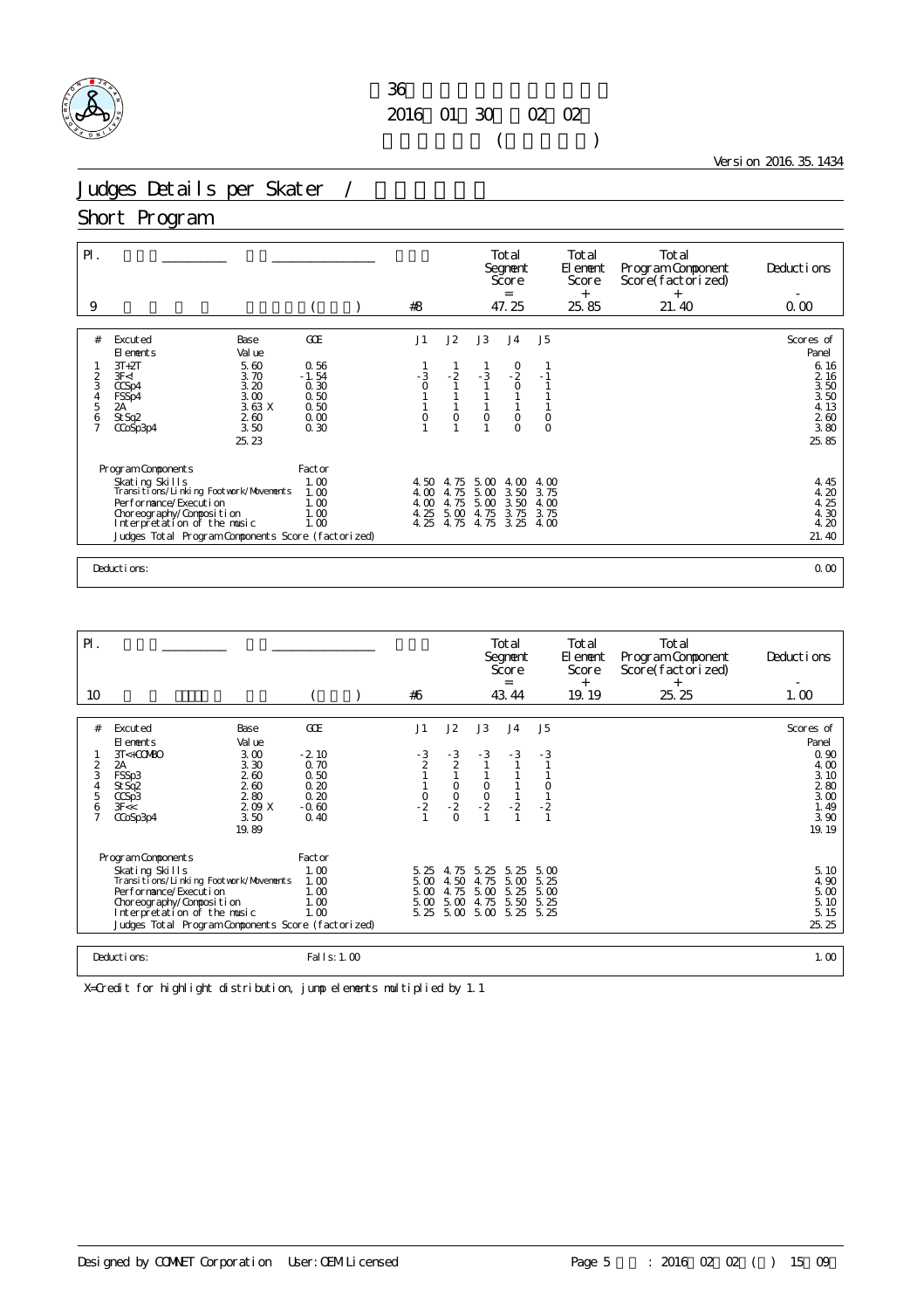第36回全国中学校スケート大会

2016年01月30日～02月02日

女子フィギュア(ショート)

Version 2016.35.1434

# Judges Details per Skater / ジャッジ詳細

## Short Program

| Pl. | 選手名 | 所属 | # | Total Segment Score = | Total Element Score + | Total Program Component Score(factorized) + | Deductions - |
|---|---|---|---|---|---|---|---|
| 9 | | ( ) | #8 | 47.25 | 25.85 | 21.40 | 0.00 |

| # | Excuted Elements | Base Value | GOE | J1 | J2 | J3 | J4 | J5 | Scores of Panel |
|---|---|---|---|---|---|---|---|---|---|
| 1 | 3T+2T | 5.60 | 0.56 | 1 | 1 | 1 | 0 | 1 | 6.16 |
| 2 | 3F<! | 3.70 | -1.54 | -3 | -2 | -3 | -2 | -1 | 2.16 |
| 3 | CCSp4 | 3.20 | 0.30 | 0 | 1 | 1 | 0 | 1 | 3.50 |
| 4 | FSSp4 | 3.00 | 0.50 | 1 | 1 | 1 | 1 | 1 | 3.50 |
| 5 | 2A | 3.63 X | 0.50 | 1 | 1 | 1 | 1 | 1 | 4.13 |
| 6 | StSq2 | 2.60 | 0.00 | 0 | 0 | 0 | 0 | 0 | 2.60 |
| 7 | CCoSp3p4 | 3.50 | 0.30 | 1 | 1 | 1 | 0 | 0 | 3.80 |
| | | 25.23 | | | | | | | 25.85 |

| Program Components | Factor | J1 | J2 | J3 | J4 | J5 | |
|---|---|---|---|---|---|---|---|
| Skating Skills | 1.00 | 4.50 | 4.75 | 5.00 | 4.00 | 4.00 | 4.45 |
| Transitions/Linking Footwork/Movements | 1.00 | 4.00 | 4.75 | 5.00 | 3.50 | 3.75 | 4.20 |
| Performance/Execution | 1.00 | 4.00 | 4.75 | 5.00 | 3.50 | 4.00 | 4.25 |
| Choreography/Composition | 1.00 | 4.25 | 5.00 | 4.75 | 3.75 | 3.75 | 4.30 |
| Interpretation of the music | 1.00 | 4.25 | 4.75 | 4.75 | 3.25 | 4.00 | 4.20 |
| Judges Total Program Components Score (factorized) | | | | | | | 21.40 |

Deductions: 0.00

| Pl. | 選手名 | 所属 | # | Total Segment Score = | Total Element Score + | Total Program Component Score(factorized) + | Deductions - |
|---|---|---|---|---|---|---|---|
| 10 | | ( ) | #6 | 43.44 | 19.19 | 25.25 | 1.00 |

| # | Excuted Elements | Base Value | GOE | J1 | J2 | J3 | J4 | J5 | Scores of Panel |
|---|---|---|---|---|---|---|---|---|---|
| 1 | 3T<+COMBO | 3.00 | -2.10 | -3 | -3 | -3 | -3 | -3 | 0.90 |
| 2 | 2A | 3.30 | 0.70 | 2 | 2 | 1 | 1 | 1 | 4.00 |
| 3 | FSSp3 | 2.60 | 0.50 | 1 | 1 | 1 | 1 | 1 | 3.10 |
| 4 | StSq2 | 2.60 | 0.20 | 1 | 0 | 0 | 1 | 0 | 2.80 |
| 5 | CCSp3 | 2.80 | 0.20 | 0 | 0 | 0 | 1 | 1 | 3.00 |
| 6 | 3F<< | 2.09 X | -0.60 | -2 | -2 | -2 | -2 | -2 | 1.49 |
| 7 | CCoSp3p4 | 3.50 | 0.40 | 1 | 0 | 1 | 1 | 1 | 3.90 |
| | | 19.89 | | | | | | | 19.19 |

| Program Components | Factor | J1 | J2 | J3 | J4 | J5 | |
|---|---|---|---|---|---|---|---|
| Skating Skills | 1.00 | 5.25 | 4.75 | 5.25 | 5.25 | 5.00 | 5.10 |
| Transitions/Linking Footwork/Movements | 1.00 | 5.00 | 4.50 | 4.75 | 5.00 | 5.25 | 4.90 |
| Performance/Execution | 1.00 | 5.00 | 4.75 | 5.00 | 5.25 | 5.00 | 5.00 |
| Choreography/Composition | 1.00 | 5.00 | 5.00 | 4.75 | 5.50 | 5.25 | 5.10 |
| Interpretation of the music | 1.00 | 5.25 | 5.00 | 5.00 | 5.25 | 5.25 | 5.15 |
| Judges Total Program Components Score (factorized) | | | | | | | 25.25 |

Deductions: Falls: 1.00 — 1.00

X=Credit for highlight distribution, jump elements multiplied by 1.1

Designed by COMNET Corporation User: OEM Licensed 出力日時: 2016年02月02日(火) 15時09分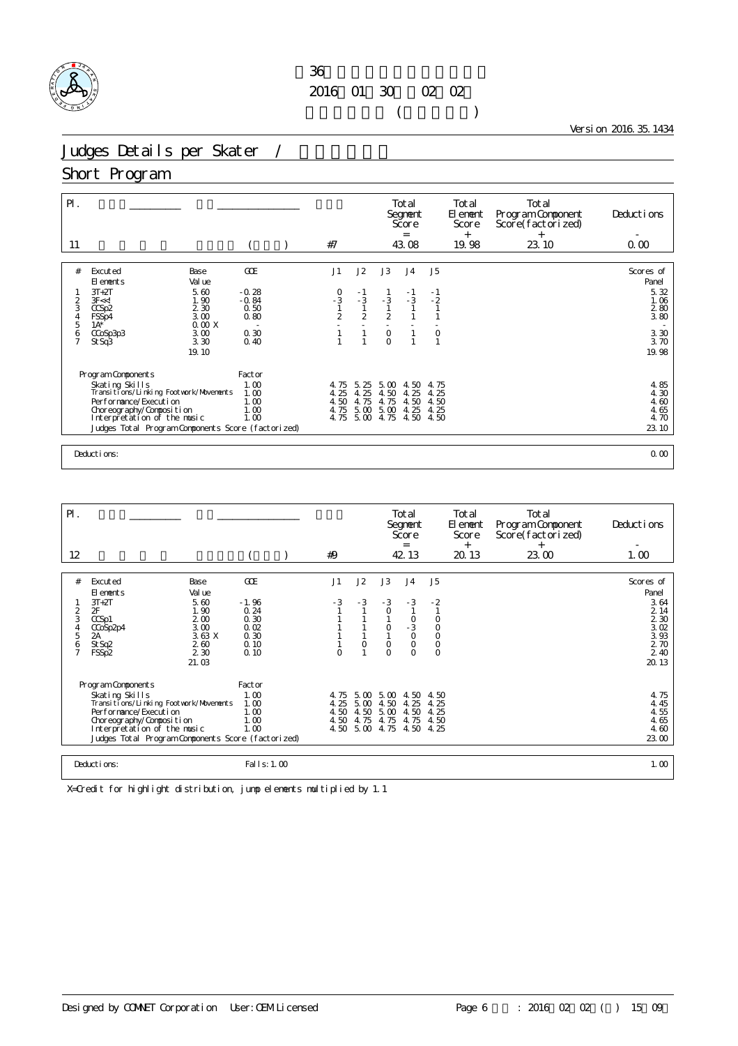36
2016 01 30 02 02
( )

Version 2016.35.1434

# Judges Details per Skater /

## Short Program

| Pl. | | | | Total Segment Score = | Total Element Score + | Total Program Component Score(factorized) + | Deductions - |
|---|---|---|---|---|---|---|---|
| 11 | | ( ) | #7 | 43.08 | 19.98 | 23.10 | 0.00 |

| # | Excuted Elements | Base Value | GOE | J1 | J2 | J3 | J4 | J5 | Scores of Panel |
|---|---|---|---|---|---|---|---|---|---|
| 1 | 3T+2T | 5.60 | -0.28 | 0 | -1 | 1 | -1 | -1 | 5.32 |
| 2 | 3F<<! | 1.90 | -0.84 | -3 | -3 | -3 | -3 | -2 | 1.06 |
| 3 | CCSp2 | 2.30 | 0.50 | 1 | 1 | 1 | 1 | 1 | 2.80 |
| 4 | FSSp4 | 3.00 | 0.80 | 2 | 2 | 2 | 1 | 1 | 3.80 |
| 5 | 1A* | 0.00 X | - | - | - | - | - | - | - |
| 6 | CCoSp3p3 | 3.00 | 0.30 | 1 | 1 | 0 | 1 | 0 | 3.30 |
| 7 | StSq3 | 3.30 | 0.40 | 1 | 1 | 0 | 1 | 1 | 3.70 |
| | | 19.10 | | | | | | | 19.98 |

| Program Components | Factor | J1 | J2 | J3 | J4 | J5 | |
|---|---|---|---|---|---|---|---|
| Skating Skills | 1.00 | 4.75 | 5.25 | 5.00 | 4.50 | 4.75 | 4.85 |
| Transitions/Linking Footwork/Movements | 1.00 | 4.25 | 4.25 | 4.50 | 4.25 | 4.25 | 4.30 |
| Performance/Execution | 1.00 | 4.50 | 4.75 | 4.75 | 4.50 | 4.50 | 4.60 |
| Choreography/Composition | 1.00 | 4.75 | 5.00 | 5.00 | 4.25 | 4.25 | 4.65 |
| Interpretation of the music | 1.00 | 4.75 | 5.00 | 4.75 | 4.50 | 4.50 | 4.70 |
| Judges Total Program Components Score (factorized) | | | | | | | 23.10 |

Deductions: 0.00

| Pl. | | | | Total Segment Score = | Total Element Score + | Total Program Component Score(factorized) + | Deductions - |
|---|---|---|---|---|---|---|---|
| 12 | | ( ) | #9 | 42.13 | 20.13 | 23.00 | 1.00 |

| # | Excuted Elements | Base Value | GOE | J1 | J2 | J3 | J4 | J5 | Scores of Panel |
|---|---|---|---|---|---|---|---|---|---|
| 1 | 3T+2T | 5.60 | -1.96 | -3 | -3 | -3 | -3 | -2 | 3.64 |
| 2 | 2F | 1.90 | 0.24 | 1 | 1 | 0 | 1 | 1 | 2.14 |
| 3 | CCSp1 | 2.00 | 0.30 | 1 | 1 | 1 | 0 | 0 | 2.30 |
| 4 | CCoSp2p4 | 3.00 | 0.02 | 1 | 1 | 0 | -3 | 0 | 3.02 |
| 5 | 2A | 3.63 X | 0.30 | 1 | 1 | 1 | 0 | 0 | 3.93 |
| 6 | StSq2 | 2.60 | 0.10 | 1 | 0 | 0 | 0 | 0 | 2.70 |
| 7 | FSSp2 | 2.30 | 0.10 | 0 | 1 | 0 | 0 | 0 | 2.40 |
| | | 21.03 | | | | | | | 20.13 |

| Program Components | Factor | J1 | J2 | J3 | J4 | J5 | |
|---|---|---|---|---|---|---|---|
| Skating Skills | 1.00 | 4.75 | 5.00 | 5.00 | 4.50 | 4.50 | 4.75 |
| Transitions/Linking Footwork/Movements | 1.00 | 4.25 | 5.00 | 4.50 | 4.25 | 4.25 | 4.45 |
| Performance/Execution | 1.00 | 4.50 | 4.50 | 5.00 | 4.50 | 4.25 | 4.55 |
| Choreography/Composition | 1.00 | 4.50 | 4.75 | 4.75 | 4.75 | 4.50 | 4.65 |
| Interpretation of the music | 1.00 | 4.50 | 5.00 | 4.75 | 4.50 | 4.25 | 4.60 |
| Judges Total Program Components Score (factorized) | | | | | | | 23.00 |

Deductions: Falls: 1.00 — 1.00

X=Credit for highlight distribution, jump elements multiplied by 1.1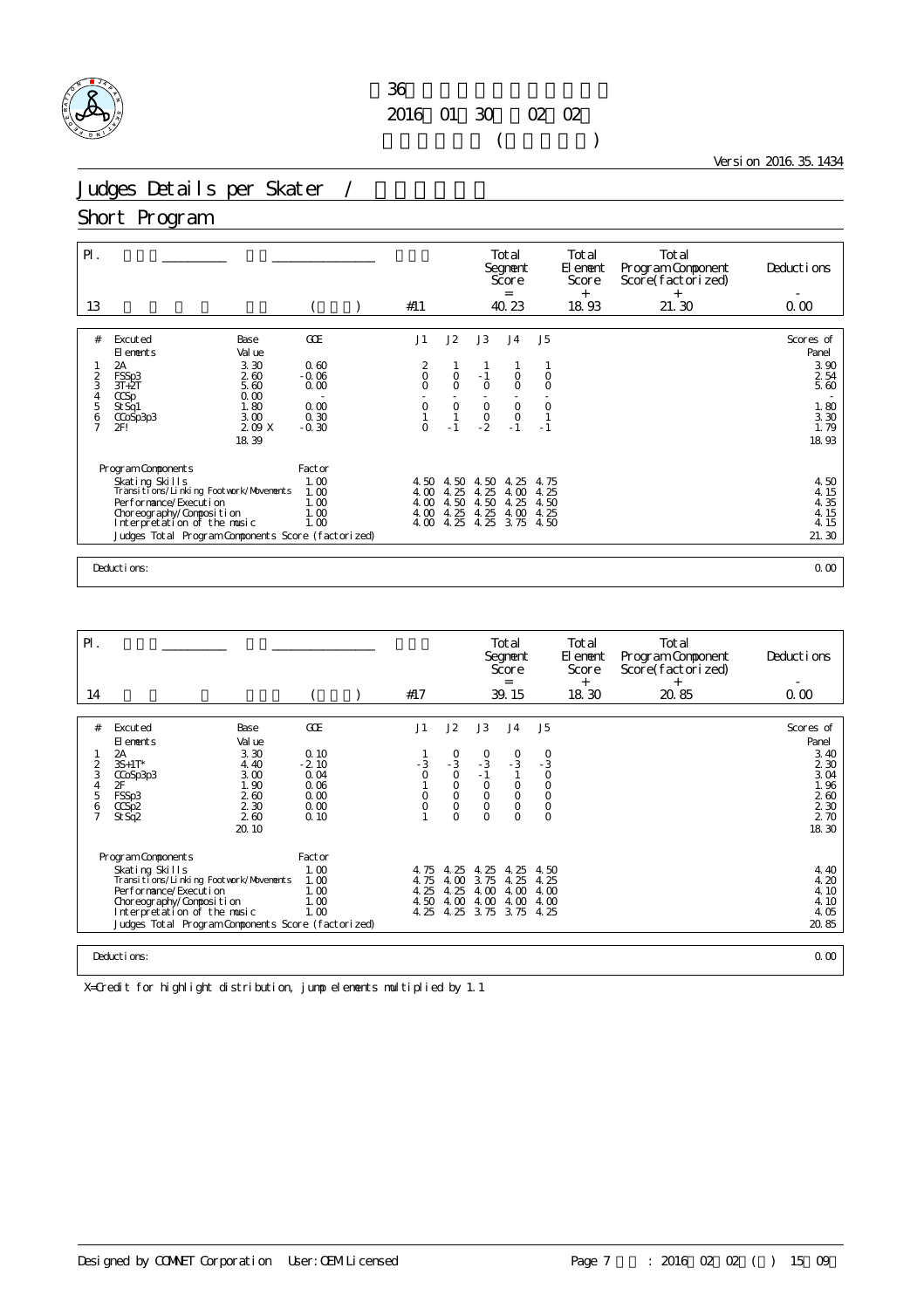第36回全日本ジュニア選手権
2016年01月30日～02月02日
（　　　）

Version 2016.35.1434

# Judges Details per Skater / 

## Short Program

| Pl. | | | | Total Segment Score = | Total Element Score + | Total Program Component Score (factorized) + | Deductions - |
|---|---|---|---|---|---|---|---|
| 13 | | ( ) | #11 | 40.23 | 18.93 | 21.30 | 0.00 |

| # | Executed Elements | Base Value | GOE | J1 | J2 | J3 | J4 | J5 | Scores of Panel |
|---|---|---|---|---|---|---|---|---|---|
| 1 | 2A | 3.30 | 0.60 | 2 | 1 | 1 | 1 | 1 | 3.90 |
| 2 | FSSp3 | 2.60 | -0.06 | 0 | 0 | -1 | 0 | 0 | 2.54 |
| 3 | 3T+2T | 5.60 | 0.00 | 0 | 0 | 0 | 0 | 0 | 5.60 |
| 4 | CCSp | 0.00 | - | - | - | - | - | - | - |
| 5 | StSq1 | 1.80 | 0.00 | 0 | 0 | 0 | 0 | 0 | 1.80 |
| 6 | CCoSp3p3 | 3.00 | 0.30 | 1 | 1 | 0 | 0 | 1 | 3.30 |
| 7 | 2F! | 2.09 X | -0.30 | 0 | -1 | -2 | -1 | -1 | 1.79 |
| | | 18.39 | | | | | | | 18.93 |

| Program Components | Factor | J1 | J2 | J3 | J4 | J5 | |
|---|---|---|---|---|---|---|---|
| Skating Skills | 1.00 | 4.50 | 4.50 | 4.50 | 4.25 | 4.75 | 4.50 |
| Transitions/Linking Footwork/Movements | 1.00 | 4.00 | 4.25 | 4.25 | 4.00 | 4.25 | 4.15 |
| Performance/Execution | 1.00 | 4.00 | 4.50 | 4.50 | 4.25 | 4.50 | 4.35 |
| Choreography/Composition | 1.00 | 4.00 | 4.25 | 4.25 | 4.00 | 4.25 | 4.15 |
| Interpretation of the music | 1.00 | 4.00 | 4.25 | 4.25 | 3.75 | 4.50 | 4.15 |
| Judges Total Program Components Score (factorized) | | | | | | | 21.30 |

Deductions: 0.00

| Pl. | | | | Total Segment Score = | Total Element Score + | Total Program Component Score (factorized) + | Deductions - |
|---|---|---|---|---|---|---|---|
| 14 | | ( ) | #17 | 39.15 | 18.30 | 20.85 | 0.00 |

| # | Executed Elements | Base Value | GOE | J1 | J2 | J3 | J4 | J5 | Scores of Panel |
|---|---|---|---|---|---|---|---|---|---|
| 1 | 2A | 3.30 | 0.10 | 1 | 0 | 0 | 0 | 0 | 3.40 |
| 2 | 3S+1T* | 4.40 | -2.10 | -3 | -3 | -3 | -3 | -3 | 2.30 |
| 3 | CCoSp3p3 | 3.00 | 0.04 | 0 | 0 | -1 | 1 | 0 | 3.04 |
| 4 | 2F | 1.90 | 0.06 | 1 | 0 | 0 | 0 | 0 | 1.96 |
| 5 | FSSp3 | 2.60 | 0.00 | 0 | 0 | 0 | 0 | 0 | 2.60 |
| 6 | CCSp2 | 2.30 | 0.00 | 0 | 0 | 0 | 0 | 0 | 2.30 |
| 7 | StSq2 | 2.60 | 0.10 | 1 | 0 | 0 | 0 | 0 | 2.70 |
| | | 20.10 | | | | | | | 18.30 |

| Program Components | Factor | J1 | J2 | J3 | J4 | J5 | |
|---|---|---|---|---|---|---|---|
| Skating Skills | 1.00 | 4.75 | 4.25 | 4.25 | 4.25 | 4.50 | 4.40 |
| Transitions/Linking Footwork/Movements | 1.00 | 4.75 | 4.00 | 3.75 | 4.25 | 4.25 | 4.20 |
| Performance/Execution | 1.00 | 4.25 | 4.25 | 4.00 | 4.00 | 4.00 | 4.10 |
| Choreography/Composition | 1.00 | 4.50 | 4.00 | 4.00 | 4.00 | 4.00 | 4.10 |
| Interpretation of the music | 1.00 | 4.25 | 4.25 | 3.75 | 3.75 | 4.25 | 4.05 |
| Judges Total Program Components Score (factorized) | | | | | | | 20.85 |

Deductions: 0.00

X=Credit for highlight distribution, jump elements multiplied by 1.1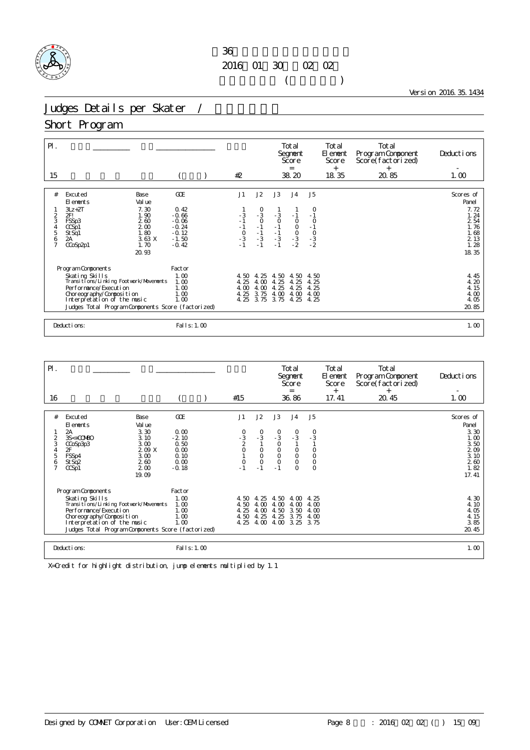36

2016 01 30 02 02

( )

Version 2016.35.1434

# Judges Details per Skater /

## Short Program

| Pl. | | | Total Segment Score = | Total Element Score + | Total Program Component Score(factorized) + | Deductions - |
|---|---|---|---|---|---|---|
| 15 | ( ) | #2 | 38.20 | 18.35 | 20.85 | 1.00 |

| # | Executed Elements | Base Value | GOE | J1 | J2 | J3 | J4 | J5 | Scores of Panel |
|---|---|---|---|---|---|---|---|---|---|
| 1 | 3Lz+2T | 7.30 | 0.42 | 1 | 0 | 1 | 1 | 0 | 7.72 |
| 2 | 2F! | 1.90 | -0.66 | -3 | -3 | -3 | -1 | -1 | 1.24 |
| 3 | FSSp3 | 2.60 | -0.06 | -1 | 0 | 0 | 0 | 0 | 2.54 |
| 4 | CCSp1 | 2.00 | -0.24 | -1 | -1 | -1 | 0 | -1 | 1.76 |
| 5 | StSq1 | 1.80 | -0.12 | 0 | -1 | -1 | 0 | 0 | 1.68 |
| 6 | 2A | 3.63 X | -1.50 | -3 | -3 | -3 | -3 | -3 | 2.13 |
| 7 | CCoSp2p1 | 1.70 | -0.42 | -1 | -1 | -1 | -2 | -2 | 1.28 |
| | | 20.93 | | | | | | | 18.35 |

| Program Components | Factor | J1 | J2 | J3 | J4 | J5 | |
|---|---|---|---|---|---|---|---|
| Skating Skills | 1.00 | 4.50 | 4.25 | 4.50 | 4.50 | 4.50 | 4.45 |
| Transitions/Linking Footwork/Movements | 1.00 | 4.25 | 4.00 | 4.25 | 4.25 | 4.25 | 4.20 |
| Performance/Execution | 1.00 | 4.00 | 4.00 | 4.25 | 4.25 | 4.25 | 4.15 |
| Choreography/Composition | 1.00 | 4.25 | 3.75 | 4.00 | 4.00 | 4.00 | 4.00 |
| Interpretation of the music | 1.00 | 4.25 | 3.75 | 3.75 | 4.25 | 4.25 | 4.05 |
| Judges Total Program Components Score (factorized) | | | | | | | 20.85 |

| Deductions: | Falls: 1.00 | 1.00 |
|---|---|---|

| Pl. | | | Total Segment Score = | Total Element Score + | Total Program Component Score(factorized) + | Deductions - |
|---|---|---|---|---|---|---|
| 16 | ( ) | #15 | 36.86 | 17.41 | 20.45 | 1.00 |

| # | Executed Elements | Base Value | GOE | J1 | J2 | J3 | J4 | J5 | Scores of Panel |
|---|---|---|---|---|---|---|---|---|---|
| 1 | 2A | 3.30 | 0.00 | 0 | 0 | 0 | 0 | 0 | 3.30 |
| 2 | 3S<+COMBO | 3.10 | -2.10 | -3 | -3 | -3 | -3 | -3 | 1.00 |
| 3 | CCoSp3p3 | 3.00 | 0.50 | 2 | 1 | 0 | 1 | 1 | 3.50 |
| 4 | 2F | 2.09 X | 0.00 | 0 | 0 | 0 | 0 | 0 | 2.09 |
| 5 | FSSp4 | 3.00 | 0.10 | 1 | 0 | 0 | 0 | 0 | 3.10 |
| 6 | StSq2 | 2.60 | 0.00 | 0 | 0 | 0 | 0 | 0 | 2.60 |
| 7 | CCSp1 | 2.00 | -0.18 | -1 | -1 | -1 | 0 | 0 | 1.82 |
| | | 19.09 | | | | | | | 17.41 |

| Program Components | Factor | J1 | J2 | J3 | J4 | J5 | |
|---|---|---|---|---|---|---|---|
| Skating Skills | 1.00 | 4.50 | 4.25 | 4.50 | 4.00 | 4.25 | 4.30 |
| Transitions/Linking Footwork/Movements | 1.00 | 4.50 | 4.00 | 4.00 | 4.00 | 4.00 | 4.10 |
| Performance/Execution | 1.00 | 4.25 | 4.00 | 4.50 | 3.50 | 4.00 | 4.05 |
| Choreography/Composition | 1.00 | 4.50 | 4.25 | 4.25 | 3.75 | 4.00 | 4.15 |
| Interpretation of the music | 1.00 | 4.25 | 4.00 | 4.00 | 3.25 | 3.75 | 3.85 |
| Judges Total Program Components Score (factorized) | | | | | | | 20.45 |

| Deductions: | Falls: 1.00 | 1.00 |
|---|---|---|

X=Credit for highlight distribution, jump elements multiplied by 1.1

Designed by COMNET Corporation User: OEM Licensed : 2016 02 02 ( ) 15 09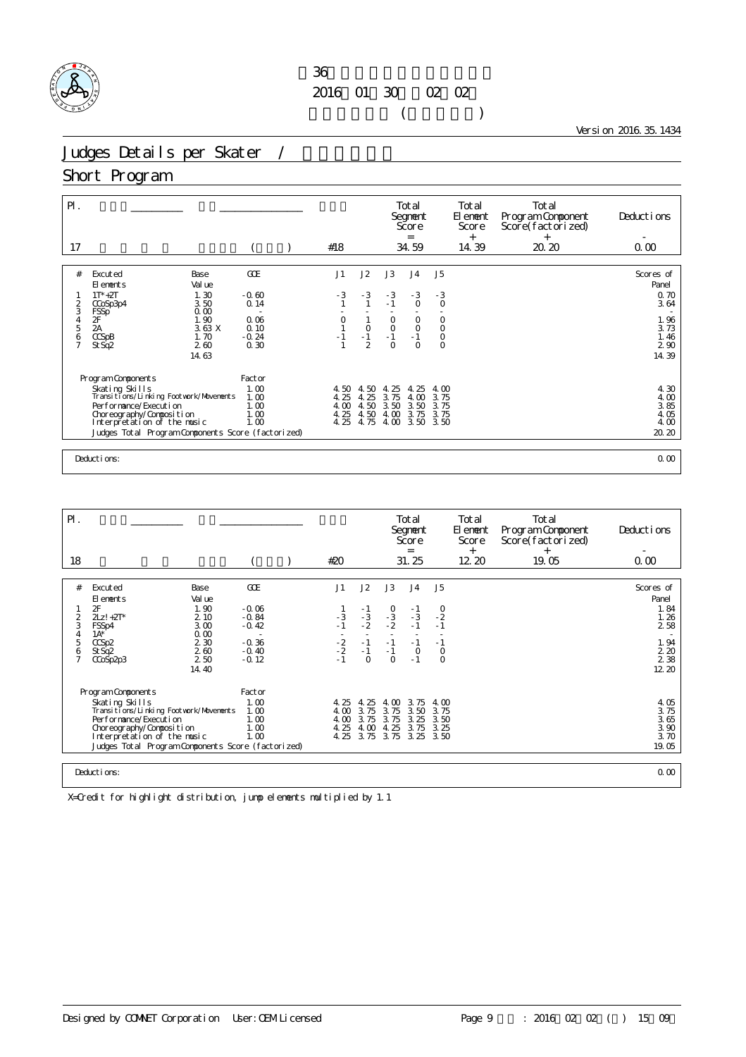第36回全国中学校スケート大会
2016年01月30日～02月02日
フィギュア女子 (ショート)

Version 2016.35.1434

# Judges Details per Skater / 選手毎の詳細

## Short Program

| Pl. | | | Total Segment Score = | Total Element Score + | Total Program Component Score (factorized) + | Deductions - |
|---|---|---|---|---|---|---|
| 17 | | #18 | 34.59 | 14.39 | 20.20 | 0.00 |

| # | Excuted Elements | Base Value | GOE | J1 | J2 | J3 | J4 | J5 | Scores of Panel |
|---|---|---|---|---|---|---|---|---|---|
| 1 | 1T*+2T | 1.30 | -0.60 | -3 | -3 | -3 | -3 | -3 | 0.70 |
| 2 | CCoSp3p4 | 3.50 | 0.14 | 1 | 1 | -1 | 0 | 0 | 3.64 |
| 3 | FSSp | 0.00 | - | - | - | - | - | - | - |
| 4 | 2F | 1.90 | 0.06 | 0 | 1 | 0 | 0 | 0 | 1.96 |
| 5 | 2A | 3.63 X | 0.10 | 1 | 0 | 0 | 0 | 0 | 3.73 |
| 6 | CCSpB | 1.70 | -0.24 | -1 | -1 | -1 | -1 | 0 | 1.46 |
| 7 | StSq2 | 2.60 | 0.30 | 1 | 2 | 0 | 0 | 0 | 2.90 |
| | | 14.63 | | | | | | | 14.39 |

| Program Components | Factor | J1 | J2 | J3 | J4 | J5 | |
|---|---|---|---|---|---|---|---|
| Skating Skills | 1.00 | 4.50 | 4.50 | 4.25 | 4.25 | 4.00 | 4.30 |
| Transitions/Linking Footwork/Movements | 1.00 | 4.25 | 4.25 | 3.75 | 4.00 | 3.75 | 4.00 |
| Performance/Execution | 1.00 | 4.00 | 4.50 | 3.50 | 3.50 | 3.75 | 3.85 |
| Choreography/Composition | 1.00 | 4.25 | 4.50 | 4.00 | 3.75 | 3.75 | 4.05 |
| Interpretation of the music | 1.00 | 4.25 | 4.75 | 4.00 | 3.50 | 3.50 | 4.00 |
| Judges Total Program Components Score (factorized) | | | | | | | 20.20 |

Deductions: 0.00

| Pl. | | | Total Segment Score = | Total Element Score + | Total Program Component Score (factorized) + | Deductions - |
|---|---|---|---|---|---|---|
| 18 | | #20 | 31.25 | 12.20 | 19.05 | 0.00 |

| # | Excuted Elements | Base Value | GOE | J1 | J2 | J3 | J4 | J5 | Scores of Panel |
|---|---|---|---|---|---|---|---|---|---|
| 1 | 2F | 1.90 | -0.06 | 1 | -1 | 0 | -1 | 0 | 1.84 |
| 2 | 2Lz!+2T* | 2.10 | -0.84 | -3 | -3 | -3 | -3 | -2 | 1.26 |
| 3 | FSSp4 | 3.00 | -0.42 | -1 | -2 | -2 | -1 | -1 | 2.58 |
| 4 | 1A* | 0.00 | - | - | - | - | - | - | - |
| 5 | CCSp2 | 2.30 | -0.36 | -2 | -1 | -1 | -1 | -1 | 1.94 |
| 6 | StSq2 | 2.60 | -0.40 | -2 | -1 | -1 | 0 | 0 | 2.20 |
| 7 | CCoSp2p3 | 2.50 | -0.12 | -1 | 0 | 0 | -1 | 0 | 2.38 |
| | | 14.40 | | | | | | | 12.20 |

| Program Components | Factor | J1 | J2 | J3 | J4 | J5 | |
|---|---|---|---|---|---|---|---|
| Skating Skills | 1.00 | 4.25 | 4.25 | 4.00 | 3.75 | 4.00 | 4.05 |
| Transitions/Linking Footwork/Movements | 1.00 | 4.00 | 3.75 | 3.75 | 3.50 | 3.75 | 3.75 |
| Performance/Execution | 1.00 | 4.00 | 3.75 | 3.75 | 3.25 | 3.50 | 3.65 |
| Choreography/Composition | 1.00 | 4.25 | 4.00 | 4.25 | 3.75 | 3.25 | 3.90 |
| Interpretation of the music | 1.00 | 4.25 | 3.75 | 3.75 | 3.25 | 3.50 | 3.70 |
| Judges Total Program Components Score (factorized) | | | | | | | 19.05 |

Deductions: 0.00

X=Credit for highlight distribution, jump elements multiplied by 1.1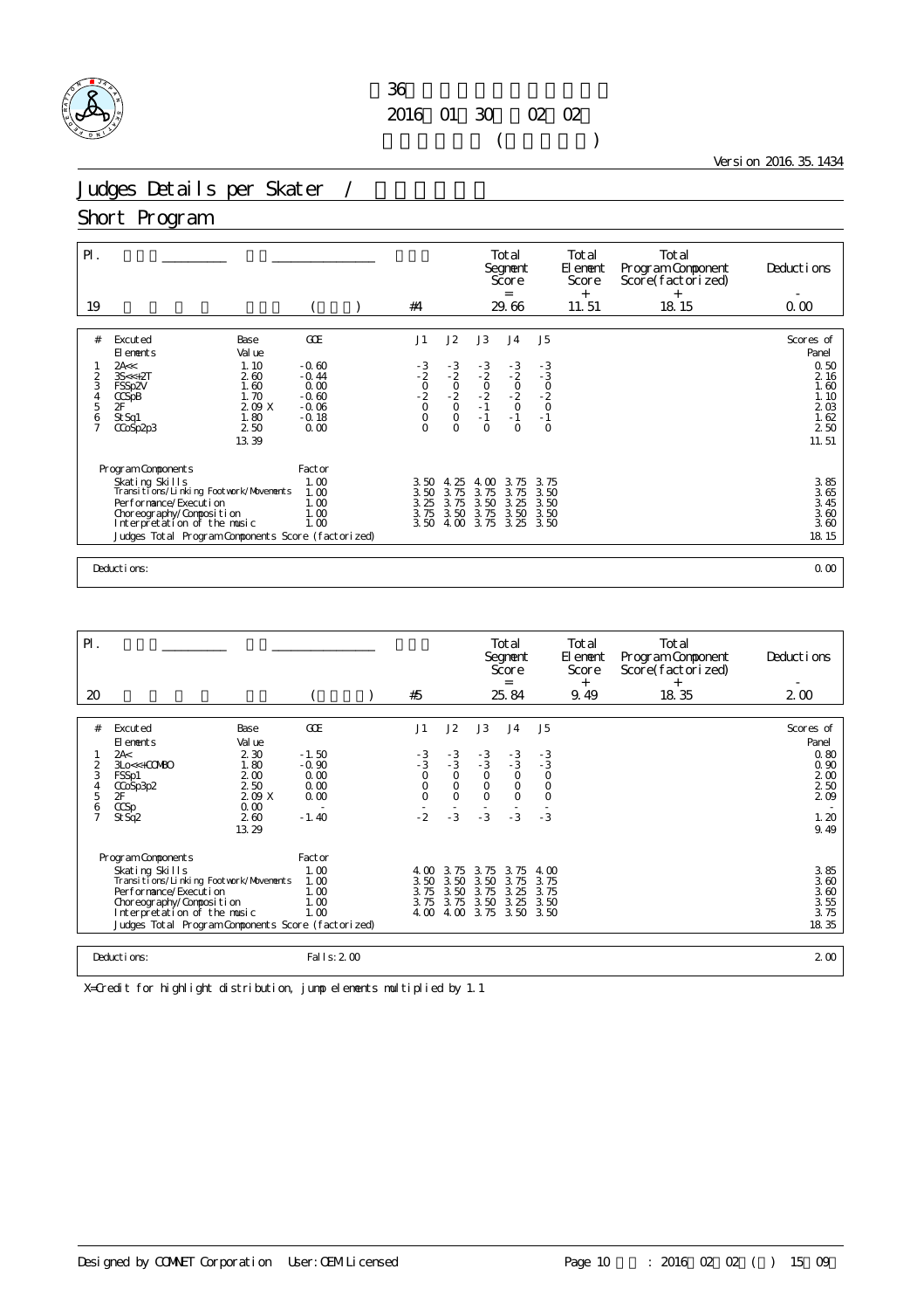第36回…

2016年01月30日～02月02日

(　　　　)

Version 2016.35.1434

# Judges Details per Skater /

## Short Program

| Pl. | | | | Total Segment Score = | Total Element Score + | Total Program Component Score(factorized) + | Deductions - |
|---|---|---|---|---|---|---|---|
| 19 | | ( ) | #4 | 29.66 | 11.51 | 18.15 | 0.00 |

| # | Excuted Elements | Base Value | GOE | J1 | J2 | J3 | J4 | J5 | Scores of Panel |
|---|---|---|---|---|---|---|---|---|---|
| 1 | 2A<< | 1.10 | -0.60 | -3 | -3 | -3 | -3 | -3 | 0.50 |
| 2 | 3S<<+2T | 2.60 | -0.44 | -2 | -2 | -2 | -2 | -3 | 2.16 |
| 3 | FSSp2V | 1.60 | 0.00 | 0 | 0 | 0 | 0 | 0 | 1.60 |
| 4 | CCSpB | 1.70 | -0.60 | -2 | -2 | -2 | -2 | -2 | 1.10 |
| 5 | 2F | 2.09 X | -0.06 | 0 | 0 | -1 | 0 | 0 | 2.03 |
| 6 | StSq1 | 1.80 | -0.18 | 0 | 0 | -1 | -1 | -1 | 1.62 |
| 7 | CCoSp2p3 | 2.50 | 0.00 | 0 | 0 | 0 | 0 | 0 | 2.50 |
| | | 13.39 | | | | | | | 11.51 |

| Program Components | Factor | J1 | J2 | J3 | J4 | J5 | |
|---|---|---|---|---|---|---|---|
| Skating Skills | 1.00 | 3.50 | 4.25 | 4.00 | 3.75 | 3.75 | 3.85 |
| Transitions/Linking Footwork/Movements | 1.00 | 3.50 | 3.75 | 3.75 | 3.75 | 3.50 | 3.65 |
| Performance/Execution | 1.00 | 3.25 | 3.75 | 3.50 | 3.25 | 3.50 | 3.45 |
| Choreography/Composition | 1.00 | 3.75 | 3.50 | 3.75 | 3.50 | 3.50 | 3.60 |
| Interpretation of the music | 1.00 | 3.50 | 4.00 | 3.75 | 3.25 | 3.50 | 3.60 |
| Judges Total Program Components Score (factorized) | | | | | | | 18.15 |

Deductions: 0.00

| Pl. | | | | Total Segment Score = | Total Element Score + | Total Program Component Score(factorized) + | Deductions - |
|---|---|---|---|---|---|---|---|
| 20 | | ( ) | #5 | 25.84 | 9.49 | 18.35 | 2.00 |

| # | Excuted Elements | Base Value | GOE | J1 | J2 | J3 | J4 | J5 | Scores of Panel |
|---|---|---|---|---|---|---|---|---|---|
| 1 | 2A< | 2.30 | -1.50 | -3 | -3 | -3 | -3 | -3 | 0.80 |
| 2 | 3Lo<<+COMBO | 1.80 | -0.90 | -3 | -3 | -3 | -3 | -3 | 0.90 |
| 3 | FSSp1 | 2.00 | 0.00 | 0 | 0 | 0 | 0 | 0 | 2.00 |
| 4 | CCoSp3p2 | 2.50 | 0.00 | 0 | 0 | 0 | 0 | 0 | 2.50 |
| 5 | 2F | 2.09 X | 0.00 | 0 | 0 | 0 | 0 | 0 | 2.09 |
| 6 | CCSp | 0.00 | - | - | - | - | - | - | - |
| 7 | StSq2 | 2.60 | -1.40 | -2 | -3 | -3 | -3 | -3 | 1.20 |
| | | 13.29 | | | | | | | 9.49 |

| Program Components | Factor | J1 | J2 | J3 | J4 | J5 | |
|---|---|---|---|---|---|---|---|
| Skating Skills | 1.00 | 4.00 | 3.75 | 3.75 | 3.75 | 4.00 | 3.85 |
| Transitions/Linking Footwork/Movements | 1.00 | 3.50 | 3.50 | 3.50 | 3.75 | 3.75 | 3.60 |
| Performance/Execution | 1.00 | 3.75 | 3.50 | 3.75 | 3.25 | 3.75 | 3.60 |
| Choreography/Composition | 1.00 | 3.75 | 3.75 | 3.50 | 3.25 | 3.50 | 3.55 |
| Interpretation of the music | 1.00 | 4.00 | 4.00 | 3.75 | 3.50 | 3.50 | 3.75 |
| Judges Total Program Components Score (factorized) | | | | | | | 18.35 |

Deductions: Falls: 2.00 — 2.00

X=Credit for highlight distribution, jump elements multiplied by 1.1